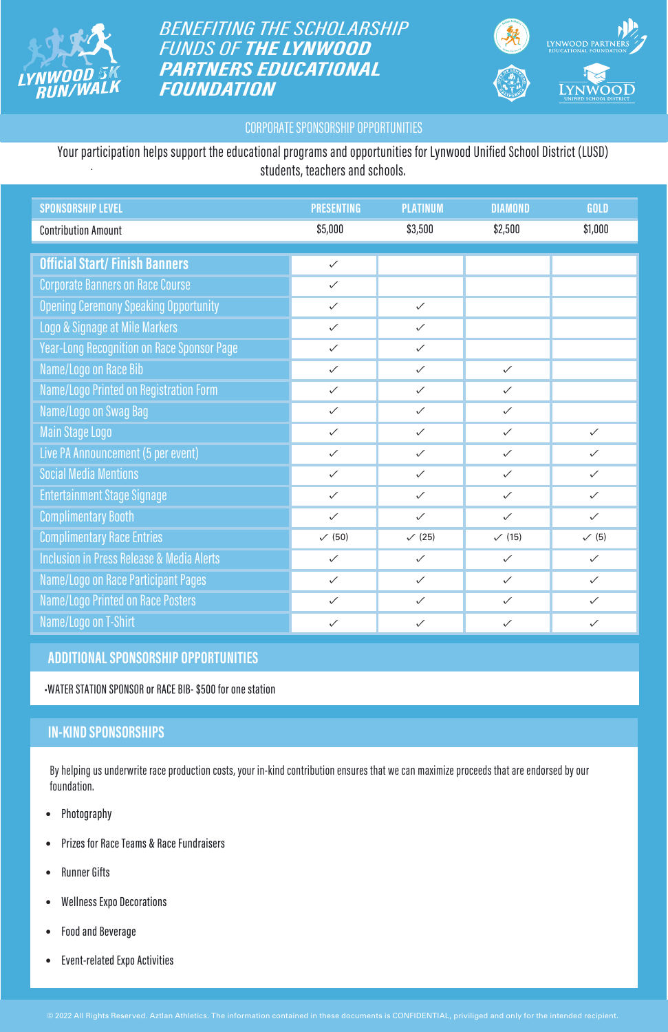LYNWOOD 5K RUN/WALK

# BENEFITING THE SCHOLARSHIP FUNDS OF THE LYNWOOD PARTNERS EDUCATIONAL FOUNDATION

LYNWOOD PARTNERS EDUCATIONAL FOUNDATION

LYNWOOD UNIFIED SCHOOL DISTRICT

## CORPORATE SPONSORSHIP OPPORTUNITIES

Your participation helps support the educational programs and opportunities for Lynwood Unified School District (LUSD) students, teachers and schools.

| SPONSORSHIP LEVEL | PRESENTING | PLATINUM | DIAMOND | GOLD |
|---|---|---|---|---|
| Contribution Amount | $5,000 | $3,500 | $2,500 | $1,000 |
| **Official Start/ Finish Banners** | ✓ | | | |
| Corporate Banners on Race Course | ✓ | | | |
| Opening Ceremony Speaking Opportunity | ✓ | ✓ | | |
| Logo & Signage at Mile Markers | ✓ | ✓ | | |
| Year-Long Recognition on Race Sponsor Page | ✓ | ✓ | | |
| Name/Logo on Race Bib | ✓ | ✓ | ✓ | |
| Name/Logo Printed on Registration Form | ✓ | ✓ | ✓ | |
| Name/Logo on Swag Bag | ✓ | ✓ | ✓ | |
| Main Stage Logo | ✓ | ✓ | ✓ | ✓ |
| Live PA Announcement (5 per event) | ✓ | ✓ | ✓ | ✓ |
| Social Media Mentions | ✓ | ✓ | ✓ | ✓ |
| Entertainment Stage Signage | ✓ | ✓ | ✓ | ✓ |
| Complimentary Booth | ✓ | ✓ | ✓ | ✓ |
| Complimentary Race Entries | ✓ (50) | ✓ (25) | ✓ (15) | ✓ (5) |
| Inclusion in Press Release & Media Alerts | ✓ | ✓ | ✓ | ✓ |
| Name/Logo on Race Participant Pages | ✓ | ✓ | ✓ | ✓ |
| Name/Logo Printed on Race Posters | ✓ | ✓ | ✓ | ✓ |
| Name/Logo on T-Shirt | ✓ | ✓ | ✓ | ✓ |

## ADDITIONAL SPONSORSHIP OPPORTUNITIES

•WATER STATION SPONSOR or RACE BIB- $500 for one station

## IN-KIND SPONSORSHIPS

By helping us underwrite race production costs, your in-kind contribution ensures that we can maximize proceeds that are endorsed by our foundation.

- Photography
- Prizes for Race Teams & Race Fundraisers
- Runner Gifts
- Wellness Expo Decorations
- Food and Beverage
- Event-related Expo Activities

© 2022 All Rights Reserved. Aztlan Athletics. The information contained in these documents is CONFIDENTIAL, priviliged and only for the intended recipient.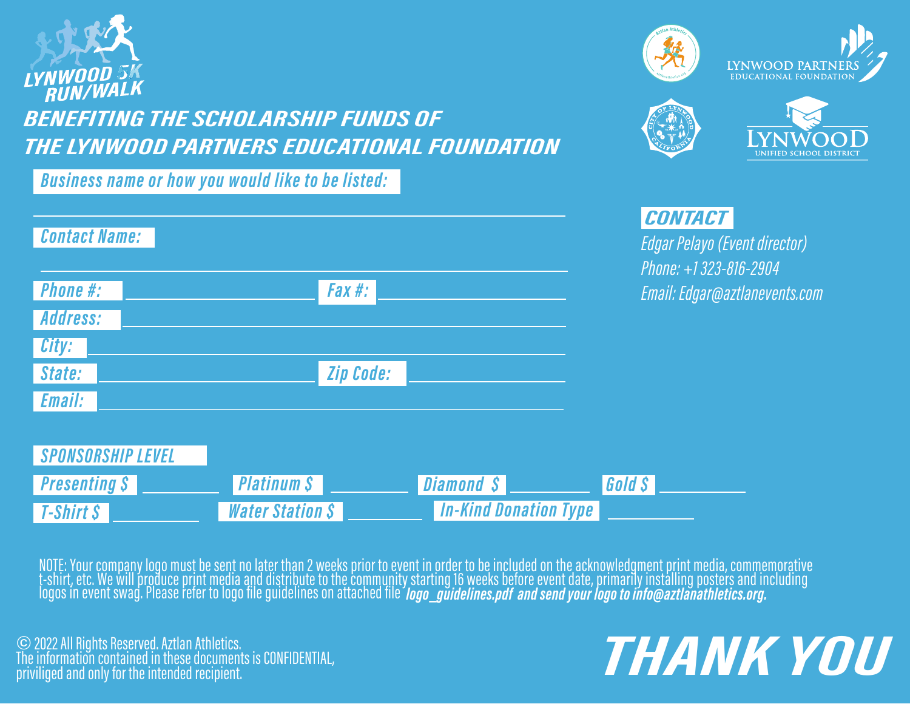# LYNWOOD 5K RUN/WALK

## BENEFITING THE SCHOLARSHIP FUNDS OF THE LYNWOOD PARTNERS EDUCATIONAL FOUNDATION

LYNWOOD PARTNERS EDUCATIONAL FOUNDATION

LYNWOOD UNIFIED SCHOOL DISTRICT

Business name or how you would like to be listed: ______________________________

Contact Name: ______________________________

Phone #: ______________ Fax #: ______________

Address: ______________________________

City: ______________________________

State: ______________ Zip Code: ______________

Email: ______________________________

### CONTACT

Edgar Pelayo (Event director)
Phone: +1 323-816-2904
Email: Edgar@aztlanevents.com

### SPONSORSHIP LEVEL

Presenting $ ________ Platinum $ ________ Diamond $ ________ Gold $ ________

T-Shirt $ ________ Water Station $ ________ In-Kind Donation Type ________

NOTE: Your company logo must be sent no later than 2 weeks prior to event in order to be included on the acknowledgment print media, commemorative t-shirt, etc. We will produce print media and distribute to the community starting 16 weeks before event date, primarily installing posters and including logos in event swag. Please refer to logo file guidelines on attached file ***logo_guidelines.pdf and send your logo to info@aztlanathletics.org.***

© 2022 All Rights Reserved. Aztlan Athletics.
The information contained in these documents is CONFIDENTIAL, priviliged and only for the intended recipient.

# THANK YOU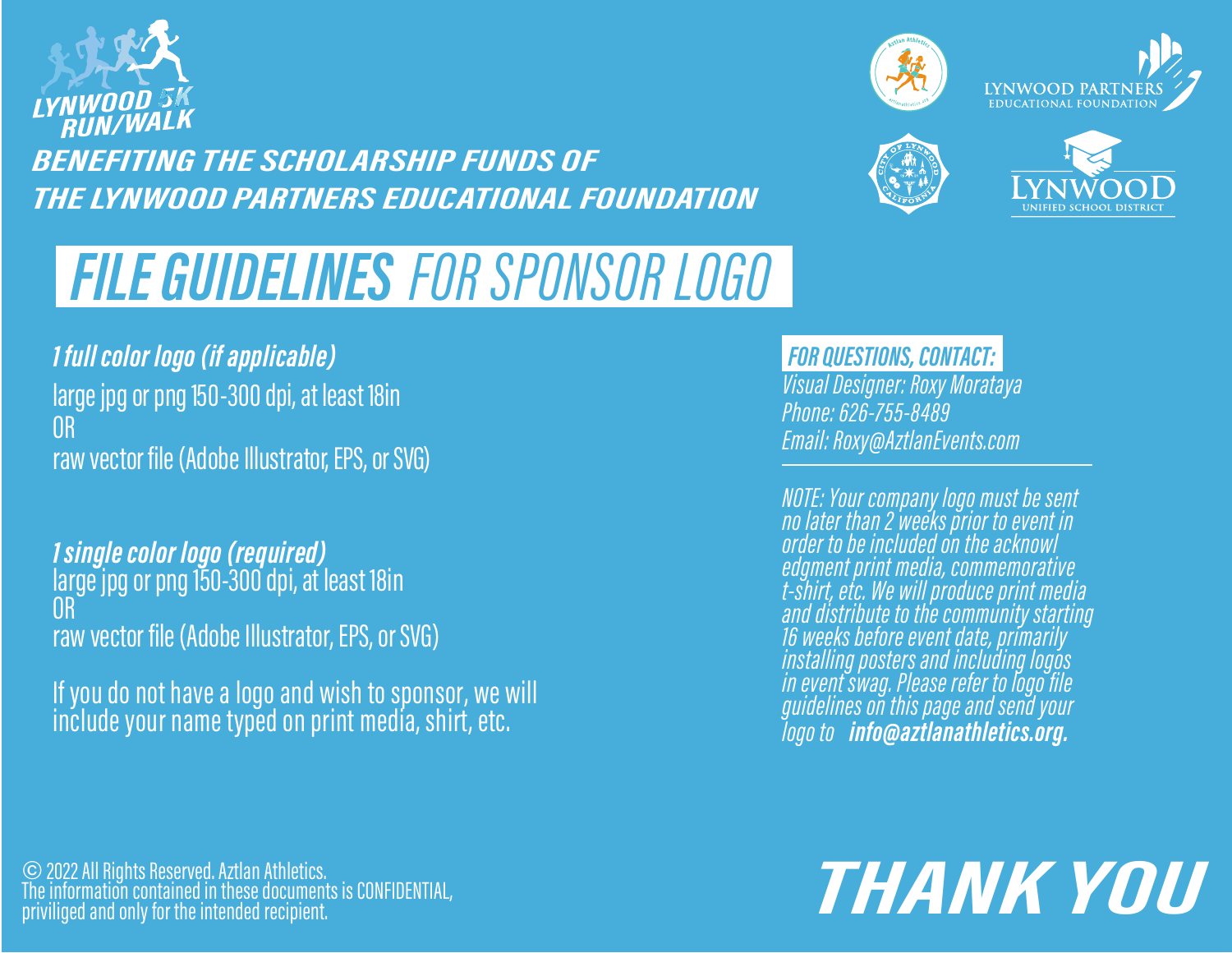LYNWOOD 5K RUN/WALK

***BENEFITING THE SCHOLARSHIP FUNDS OF THE LYNWOOD PARTNERS EDUCATIONAL FOUNDATION***

LYNWOOD PARTNERS EDUCATIONAL FOUNDATION

LYNWOOD UNIFIED SCHOOL DISTRICT

# FILE GUIDELINES FOR SPONSOR LOGO

***1 full color logo (if applicable)***
large jpg or png 150-300 dpi, at least 18in
OR
raw vector file (Adobe Illustrator, EPS, or SVG)

***1 single color logo (required)***
large jpg or png 150-300 dpi, at least 18in
OR
raw vector file (Adobe Illustrator, EPS, or SVG)

If you do not have a logo and wish to sponsor, we will include your name typed on print media, shirt, etc.

***FOR QUESTIONS, CONTACT:***

*Visual Designer: Roxy Morataya*
*Phone: 626-755-8489*
*Email: Roxy@AztlanEvents.com*

---

*NOTE: Your company logo must be sent no later than 2 weeks prior to event in order to be included on the acknowl edgment print media, commemorative t-shirt, etc. We will produce print media and distribute to the community starting 16 weeks before event date, primarily installing posters and including logos in event swag. Please refer to logo file guidelines on this page and send your logo to* ***info@aztlanathletics.org.***

© 2022 All Rights Reserved. Aztlan Athletics.
The information contained in these documents is CONFIDENTIAL, priviliged and only for the intended recipient.

# THANK YOU